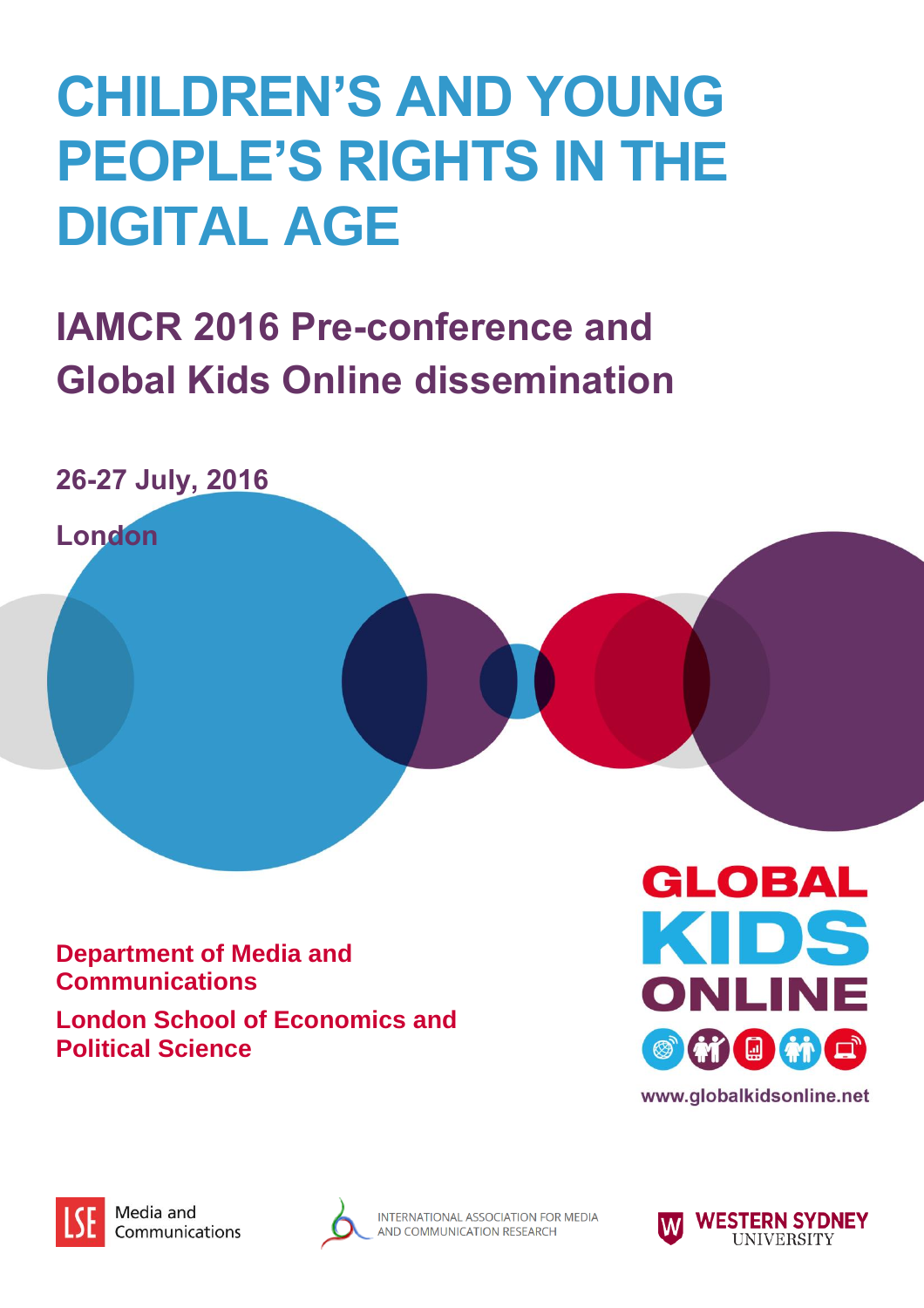# CHILDREN'S AND YOUNG PEOPLE'S RIGHTS IN THE DIGITAL AGE

## IAMCR 2016 Pre-conference and Global Kids Online dissemination

**26-27 July, 2016**

**London**

**Department of Media and Communications**

**London School of Economics and Political Science**

GLOBAL KIDS ONLINE

www.globalkidsonline.net

LSE Media and Communications

INTERNATIONAL ASSOCIATION FOR MEDIA AND COMMUNICATION RESEARCH

WESTERN SYDNEY UNIVERSITY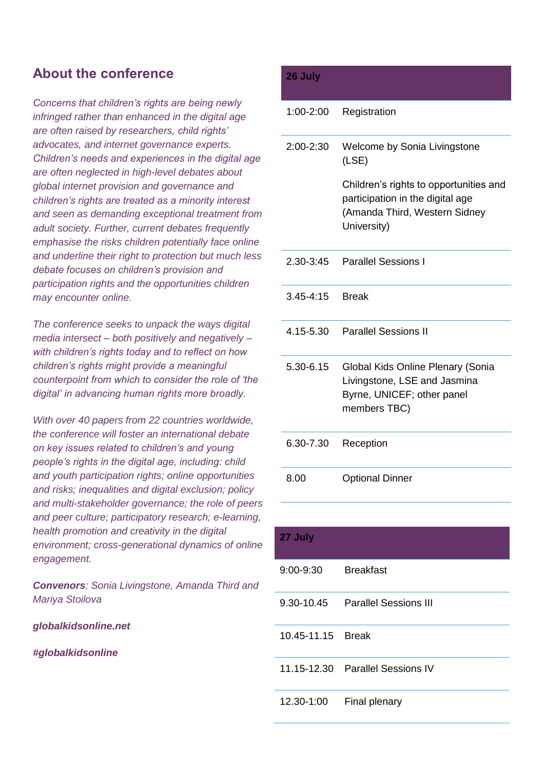## About the conference

*Concerns that children's rights are being newly infringed rather than enhanced in the digital age are often raised by researchers, child rights' advocates, and internet governance experts. Children's needs and experiences in the digital age are often neglected in high-level debates about global internet provision and governance and children's rights are treated as a minority interest and seen as demanding exceptional treatment from adult society. Further, current debates frequently emphasise the risks children potentially face online and underline their right to protection but much less debate focuses on children's provision and participation rights and the opportunities children may encounter online.*

*The conference seeks to unpack the ways digital media intersect – both positively and negatively – with children's rights today and to reflect on how children's rights might provide a meaningful counterpoint from which to consider the role of 'the digital' in advancing human rights more broadly.*

*With over 40 papers from 22 countries worldwide, the conference will foster an international debate on key issues related to children's and young people's rights in the digital age, including: child and youth participation rights; online opportunities and risks; inequalities and digital exclusion; policy and multi-stakeholder governance; the role of peers and peer culture; participatory research; e-learning, health promotion and creativity in the digital environment; cross-generational dynamics of online engagement.*

***Convenors**: Sonia Livingstone, Amanda Third and Mariya Stoilova*

***globalkidsonline.net***

***#globalkidsonline***

| **26 July** | |
|---|---|
| 1:00-2:00 | Registration |
| 2:00-2:30 | Welcome by Sonia Livingstone (LSE)<br><br>Children's rights to opportunities and participation in the digital age (Amanda Third, Western Sidney University) |
| 2.30-3:45 | Parallel Sessions I |
| 3.45-4:15 | Break |
| 4.15-5.30 | Parallel Sessions II |
| 5.30-6.15 | Global Kids Online Plenary (Sonia Livingstone, LSE and Jasmina Byrne, UNICEF; other panel members TBC) |
| 6.30-7.30 | Reception |
| 8.00 | Optional Dinner |

| **27 July** | |
|---|---|
| 9:00-9:30 | Breakfast |
| 9.30-10.45 | Parallel Sessions III |
| 10.45-11.15 | Break |
| 11.15-12.30 | Parallel Sessions IV |
| 12.30-1:00 | Final plenary |